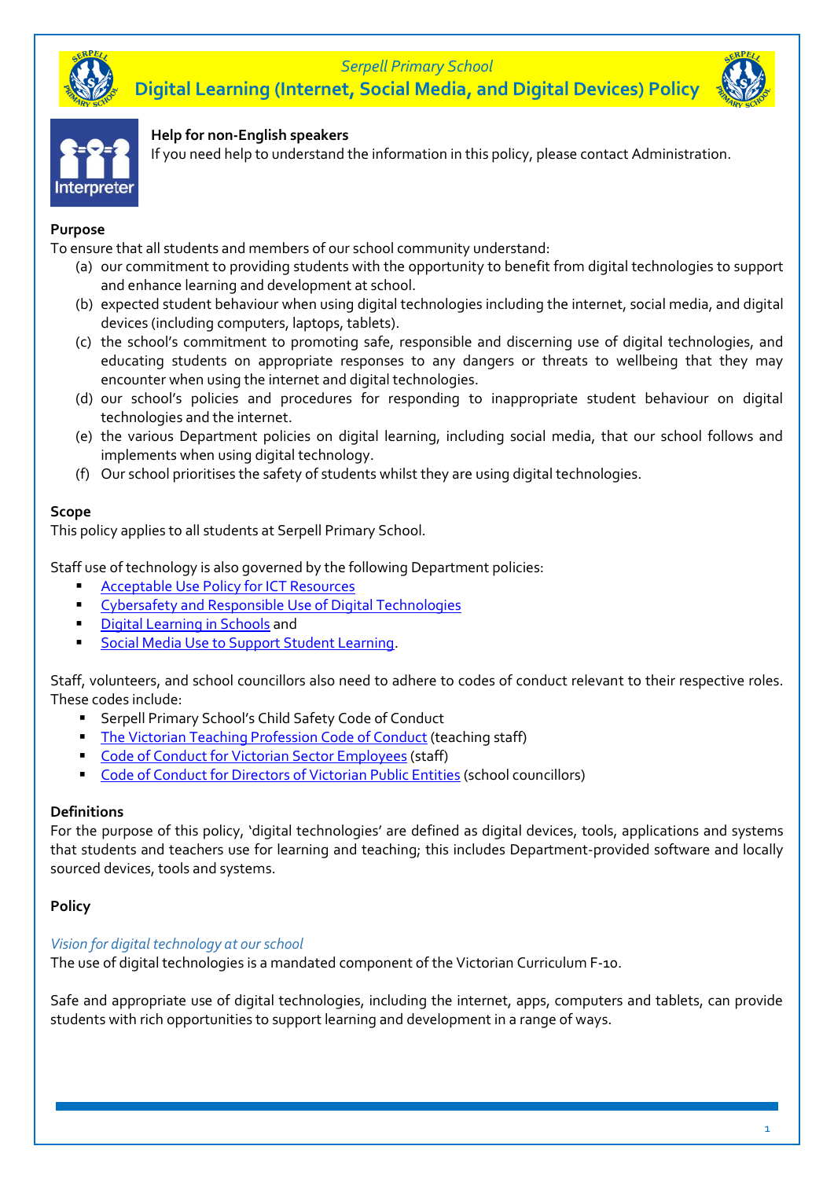*Serpell Primary School*

# Digital Learning (Internet, Social Media, and Digital Devices) Policy

**Help for non-English speakers**
If you need help to understand the information in this policy, please contact Administration.

**Purpose**

To ensure that all students and members of our school community understand:

(a) our commitment to providing students with the opportunity to benefit from digital technologies to support and enhance learning and development at school.
(b) expected student behaviour when using digital technologies including the internet, social media, and digital devices (including computers, laptops, tablets).
(c) the school's commitment to promoting safe, responsible and discerning use of digital technologies, and educating students on appropriate responses to any dangers or threats to wellbeing that they may encounter when using the internet and digital technologies.
(d) our school's policies and procedures for responding to inappropriate student behaviour on digital technologies and the internet.
(e) the various Department policies on digital learning, including social media, that our school follows and implements when using digital technology.
(f) Our school prioritises the safety of students whilst they are using digital technologies.

**Scope**

This policy applies to all students at Serpell Primary School.

Staff use of technology is also governed by the following Department policies:

- Acceptable Use Policy for ICT Resources
- Cybersafety and Responsible Use of Digital Technologies
- Digital Learning in Schools and
- Social Media Use to Support Student Learning.

Staff, volunteers, and school councillors also need to adhere to codes of conduct relevant to their respective roles. These codes include:

- Serpell Primary School's Child Safety Code of Conduct
- The Victorian Teaching Profession Code of Conduct (teaching staff)
- Code of Conduct for Victorian Sector Employees (staff)
- Code of Conduct for Directors of Victorian Public Entities (school councillors)

**Definitions**

For the purpose of this policy, 'digital technologies' are defined as digital devices, tools, applications and systems that students and teachers use for learning and teaching; this includes Department-provided software and locally sourced devices, tools and systems.

**Policy**

*Vision for digital technology at our school*

The use of digital technologies is a mandated component of the Victorian Curriculum F-10.

Safe and appropriate use of digital technologies, including the internet, apps, computers and tablets, can provide students with rich opportunities to support learning and development in a range of ways.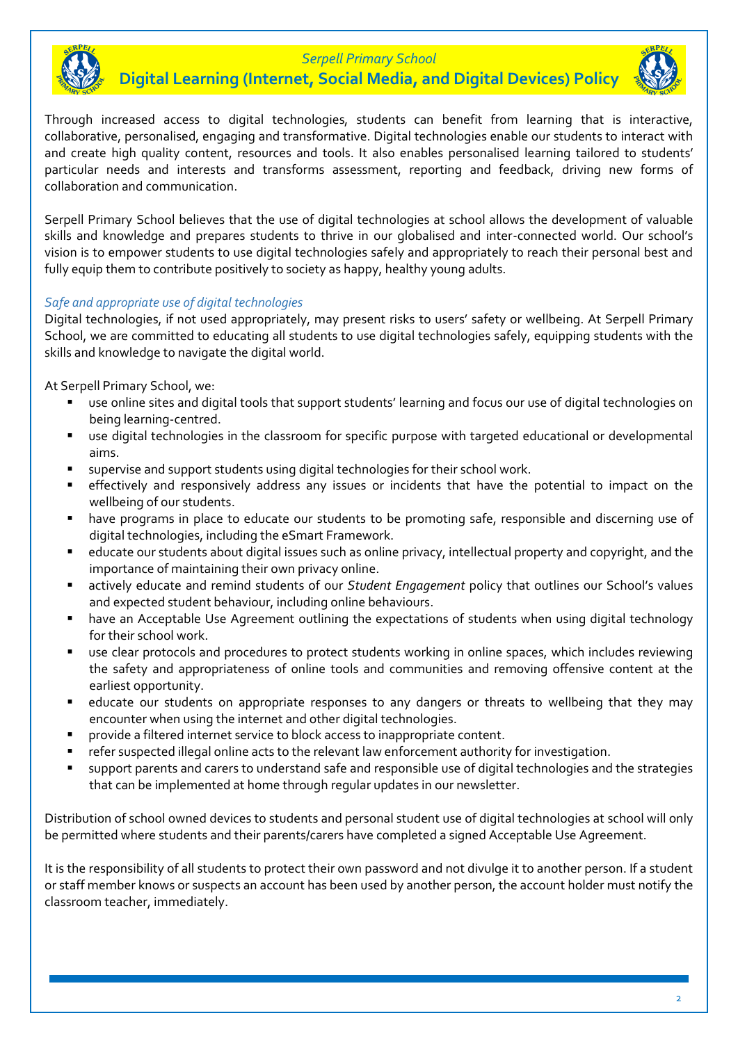Through increased access to digital technologies, students can benefit from learning that is interactive, collaborative, personalised, engaging and transformative. Digital technologies enable our students to interact with and create high quality content, resources and tools. It also enables personalised learning tailored to students' particular needs and interests and transforms assessment, reporting and feedback, driving new forms of collaboration and communication.

Serpell Primary School believes that the use of digital technologies at school allows the development of valuable skills and knowledge and prepares students to thrive in our globalised and inter-connected world. Our school's vision is to empower students to use digital technologies safely and appropriately to reach their personal best and fully equip them to contribute positively to society as happy, healthy young adults.

*Safe and appropriate use of digital technologies*

Digital technologies, if not used appropriately, may present risks to users' safety or wellbeing. At Serpell Primary School, we are committed to educating all students to use digital technologies safely, equipping students with the skills and knowledge to navigate the digital world.

At Serpell Primary School, we:

- use online sites and digital tools that support students' learning and focus our use of digital technologies on being learning-centred.
- use digital technologies in the classroom for specific purpose with targeted educational or developmental aims.
- supervise and support students using digital technologies for their school work.
- effectively and responsively address any issues or incidents that have the potential to impact on the wellbeing of our students.
- have programs in place to educate our students to be promoting safe, responsible and discerning use of digital technologies, including the eSmart Framework.
- educate our students about digital issues such as online privacy, intellectual property and copyright, and the importance of maintaining their own privacy online.
- actively educate and remind students of our *Student Engagement* policy that outlines our School's values and expected student behaviour, including online behaviours.
- have an Acceptable Use Agreement outlining the expectations of students when using digital technology for their school work.
- use clear protocols and procedures to protect students working in online spaces, which includes reviewing the safety and appropriateness of online tools and communities and removing offensive content at the earliest opportunity.
- educate our students on appropriate responses to any dangers or threats to wellbeing that they may encounter when using the internet and other digital technologies.
- provide a filtered internet service to block access to inappropriate content.
- refer suspected illegal online acts to the relevant law enforcement authority for investigation.
- support parents and carers to understand safe and responsible use of digital technologies and the strategies that can be implemented at home through regular updates in our newsletter.

Distribution of school owned devices to students and personal student use of digital technologies at school will only be permitted where students and their parents/carers have completed a signed Acceptable Use Agreement.

It is the responsibility of all students to protect their own password and not divulge it to another person. If a student or staff member knows or suspects an account has been used by another person, the account holder must notify the classroom teacher, immediately.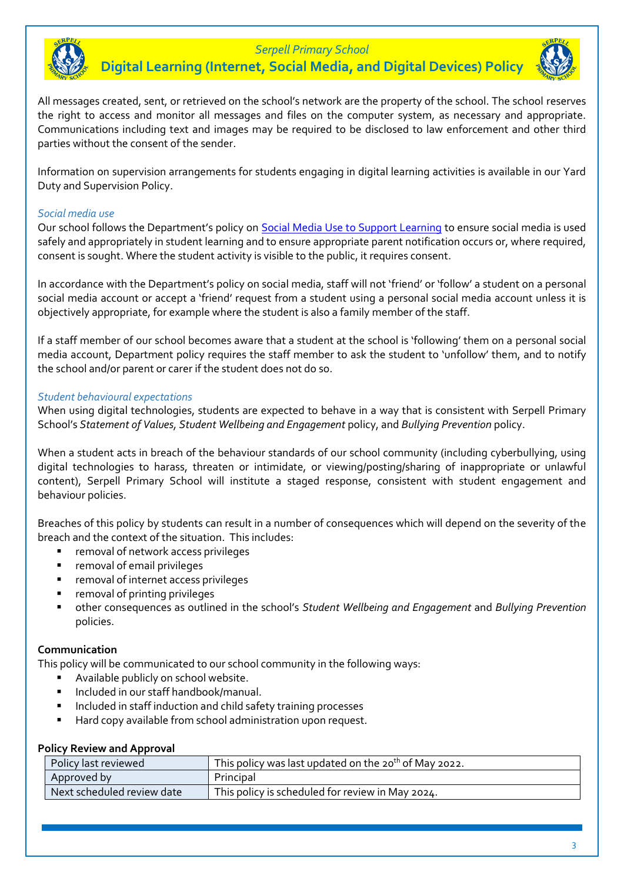All messages created, sent, or retrieved on the school's network are the property of the school. The school reserves the right to access and monitor all messages and files on the computer system, as necessary and appropriate. Communications including text and images may be required to be disclosed to law enforcement and other third parties without the consent of the sender.

Information on supervision arrangements for students engaging in digital learning activities is available in our Yard Duty and Supervision Policy.

*Social media use*

Our school follows the Department's policy on [Social Media Use to Support Learning] to ensure social media is used safely and appropriately in student learning and to ensure appropriate parent notification occurs or, where required, consent is sought. Where the student activity is visible to the public, it requires consent.

In accordance with the Department's policy on social media, staff will not 'friend' or 'follow' a student on a personal social media account or accept a 'friend' request from a student using a personal social media account unless it is objectively appropriate, for example where the student is also a family member of the staff.

If a staff member of our school becomes aware that a student at the school is 'following' them on a personal social media account, Department policy requires the staff member to ask the student to 'unfollow' them, and to notify the school and/or parent or carer if the student does not do so.

*Student behavioural expectations*

When using digital technologies, students are expected to behave in a way that is consistent with Serpell Primary School's *Statement of Values, Student Wellbeing and Engagement* policy, and *Bullying Prevention* policy.

When a student acts in breach of the behaviour standards of our school community (including cyberbullying, using digital technologies to harass, threaten or intimidate, or viewing/posting/sharing of inappropriate or unlawful content), Serpell Primary School will institute a staged response, consistent with student engagement and behaviour policies.

Breaches of this policy by students can result in a number of consequences which will depend on the severity of the breach and the context of the situation. This includes:

- removal of network access privileges
- removal of email privileges
- removal of internet access privileges
- removal of printing privileges
- other consequences as outlined in the school's *Student Wellbeing and Engagement* and *Bullying Prevention* policies.

**Communication**

This policy will be communicated to our school community in the following ways:

- Available publicly on school website.
- Included in our staff handbook/manual.
- Included in staff induction and child safety training processes
- Hard copy available from school administration upon request.

**Policy Review and Approval**

| | |
|---|---|
| Policy last reviewed | This policy was last updated on the 20th of May 2022. |
| Approved by | Principal |
| Next scheduled review date | This policy is scheduled for review in May 2024. |